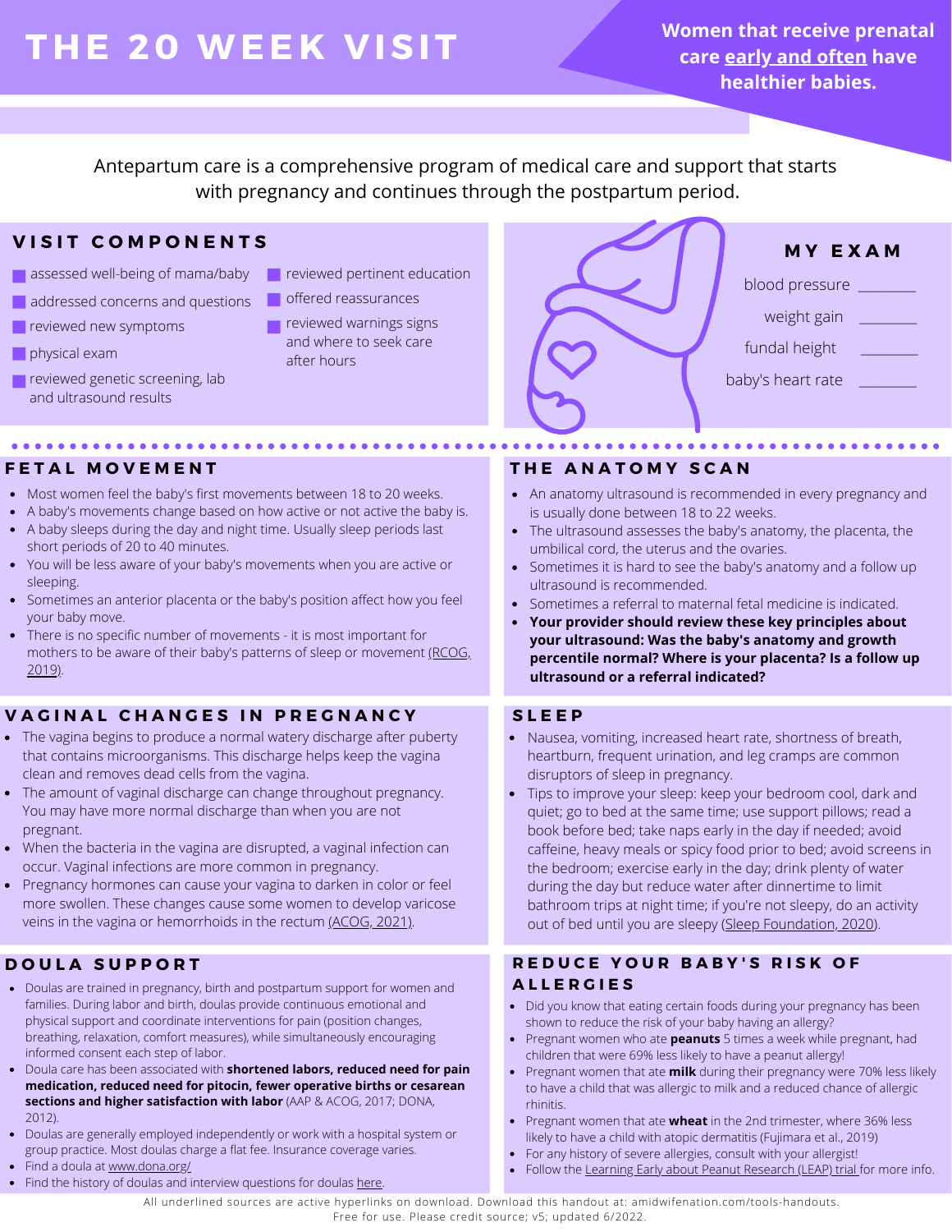# THE 20 WEEK VISIT

**Women that receive prenatal care early and often have healthier babies.**

Antepartum care is a comprehensive program of medical care and support that starts with pregnancy and continues through the postpartum period.

## VISIT COMPONENTS

- assessed well-being of mama/baby
- addressed concerns and questions
- reviewed new symptoms
- physical exam
- reviewed genetic screening, lab and ultrasound results
- reviewed pertinent education
- offered reassurances
- reviewed warnings signs and where to seek care after hours

## MY EXAM

blood pressure _______

weight gain _______

fundal height _______

baby's heart rate _______

## FETAL MOVEMENT

- Most women feel the baby's first movements between 18 to 20 weeks.
- A baby's movements change based on how active or not active the baby is.
- A baby sleeps during the day and night time. Usually sleep periods last short periods of 20 to 40 minutes.
- You will be less aware of your baby's movements when you are active or sleeping.
- Sometimes an anterior placenta or the baby's position affect how you feel your baby move.
- There is no specific number of movements - it is most important for mothers to be aware of their baby's patterns of sleep or movement (RCOG, 2019).

## THE ANATOMY SCAN

- An anatomy ultrasound is recommended in every pregnancy and is usually done between 18 to 22 weeks.
- The ultrasound assesses the baby's anatomy, the placenta, the umbilical cord, the uterus and the ovaries.
- Sometimes it is hard to see the baby's anatomy and a follow up ultrasound is recommended.
- Sometimes a referral to maternal fetal medicine is indicated.
- **Your provider should review these key principles about your ultrasound: Was the baby's anatomy and growth percentile normal? Where is your placenta? Is a follow up ultrasound or a referral indicated?**

## VAGINAL CHANGES IN PREGNANCY

- The vagina begins to produce a normal watery discharge after puberty that contains microorganisms. This discharge helps keep the vagina clean and removes dead cells from the vagina.
- The amount of vaginal discharge can change throughout pregnancy. You may have more normal discharge than when you are not pregnant.
- When the bacteria in the vagina are disrupted, a vaginal infection can occur. Vaginal infections are more common in pregnancy.
- Pregnancy hormones can cause your vagina to darken in color or feel more swollen. These changes cause some women to develop varicose veins in the vagina or hemorrhoids in the rectum (ACOG, 2021).

## SLEEP

- Nausea, vomiting, increased heart rate, shortness of breath, heartburn, frequent urination, and leg cramps are common disruptors of sleep in pregnancy.
- Tips to improve your sleep: keep your bedroom cool, dark and quiet; go to bed at the same time; use support pillows; read a book before bed; take naps early in the day if needed; avoid caffeine, heavy meals or spicy food prior to bed; avoid screens in the bedroom; exercise early in the day; drink plenty of water during the day but reduce water after dinnertime to limit bathroom trips at night time; if you're not sleepy, do an activity out of bed until you are sleepy (Sleep Foundation, 2020).

## DOULA SUPPORT

- Doulas are trained in pregnancy, birth and postpartum support for women and families. During labor and birth, doulas provide continuous emotional and physical support and coordinate interventions for pain (position changes, breathing, relaxation, comfort measures), while simultaneously encouraging informed consent each step of labor.
- Doula care has been associated with **shortened labors, reduced need for pain medication, reduced need for pitocin, fewer operative births or cesarean sections and higher satisfaction with labor** (AAP & ACOG, 2017; DONA, 2012).
- Doulas are generally employed independently or work with a hospital system or group practice. Most doulas charge a flat fee. Insurance coverage varies.
- Find a doula at www.dona.org/
- Find the history of doulas and interview questions for doulas here.

## REDUCE YOUR BABY'S RISK OF ALLERGIES

- Did you know that eating certain foods during your pregnancy has been shown to reduce the risk of your baby having an allergy?
- Pregnant women who ate **peanuts** 5 times a week while pregnant, had children that were 69% less likely to have a peanut allergy!
- Pregnant women that ate **milk** during their pregnancy were 70% less likely to have a child that was allergic to milk and a reduced chance of allergic rhinitis.
- Pregnant women that ate **wheat** in the 2nd trimester, where 36% less likely to have a child with atopic dermatitis (Fujimara et al., 2019)
- For any history of severe allergies, consult with your allergist!
- Follow the Learning Early about Peanut Research (LEAP) trial for more info.

All underlined sources are active hyperlinks on download. Download this handout at: amidwifenation.com/tools-handouts.
Free for use. Please credit source; v5; updated 6/2022.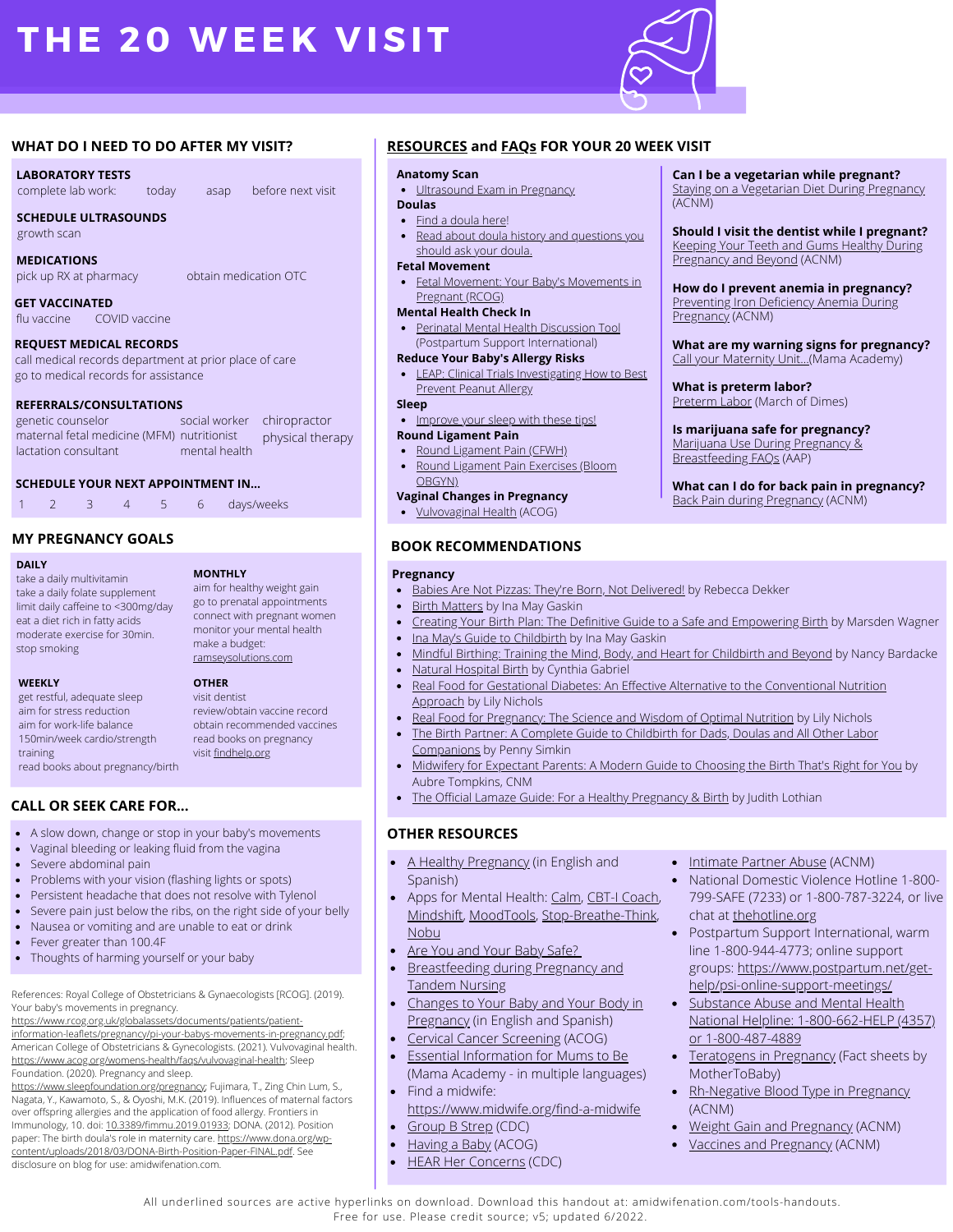# THE 20 WEEK VISIT

## WHAT DO I NEED TO DO AFTER MY VISIT?

**LABORATORY TESTS**
complete lab work: today asap before next visit

**SCHEDULE ULTRASOUNDS**
growth scan

**MEDICATIONS**
pick up RX at pharmacy obtain medication OTC

**GET VACCINATED**
flu vaccine COVID vaccine

**REQUEST MEDICAL RECORDS**
call medical records department at prior place of care
go to medical records for assistance

**REFERRALS/CONSULTATIONS**
genetic counselor
maternal fetal medicine (MFM)
lactation consultant
social worker
nutritionist
mental health
chiropractor
physical therapy

**SCHEDULE YOUR NEXT APPOINTMENT IN...**
1 2 3 4 5 6 days/weeks

## MY PREGNANCY GOALS

**DAILY**
take a daily multivitamin
take a daily folate supplement
limit daily caffeine to <300mg/day
eat a diet rich in fatty acids
moderate exercise for 30min.
stop smoking

**MONTHLY**
aim for healthy weight gain
go to prenatal appointments
connect with pregnant women
monitor your mental health
make a budget: ramseysolutions.com

**WEEKLY**
get restful, adequate sleep
aim for stress reduction
aim for work-life balance
150min/week cardio/strength training
read books about pregnancy/birth

**OTHER**
visit dentist
review/obtain vaccine record
obtain recommended vaccines
read books on pregnancy
visit findhelp.org

## CALL OR SEEK CARE FOR...

- A slow down, change or stop in your baby's movements
- Vaginal bleeding or leaking fluid from the vagina
- Severe abdominal pain
- Problems with your vision (flashing lights or spots)
- Persistent headache that does not resolve with Tylenol
- Severe pain just below the ribs, on the right side of your belly
- Nausea or vomiting and are unable to eat or drink
- Fever greater than 100.4F
- Thoughts of harming yourself or your baby

References: Royal College of Obstetricians & Gynaecologists [RCOG]. (2019). Your baby's movements in pregnancy. https://www.rcog.org.uk/globalassets/documents/patients/patient-information-leaflets/pregnancy/pi-your-babys-movements-in-pregnancy.pdf; American College of Obstetricians & Gynecologists. (2021). Vulvovaginal health. https://www.acog.org/womens-health/faqs/vulvovaginal-health; Sleep Foundation. (2020). Pregnancy and sleep. https://www.sleepfoundation.org/pregnancy; Fujimara, T., Zing Chin Lum, S., Nagata, Y., Kawamoto, S., & Oyoshi, M.K. (2019). Influences of maternal factors over offspring allergies and the application of food allergy. Frontiers in Immunology, 10. doi: 10.3389/fimmu.2019.01933; DONA. (2012). Position paper: The birth doula's role in maternity care. https://www.dona.org/wp-content/uploads/2018/03/DONA-Birth-Position-Paper-FINAL.pdf. See disclosure on blog for use: amidwifenation.com.

## RESOURCES and FAQs FOR YOUR 20 WEEK VISIT

**Anatomy Scan**
- Ultrasound Exam in Pregnancy

**Doulas**
- Find a doula here!
- Read about doula history and questions you should ask your doula.

**Fetal Movement**
- Fetal Movement: Your Baby's Movements in Pregnant (RCOG)

**Mental Health Check In**
- Perinatal Mental Health Discussion Tool (Postpartum Support International)

**Reduce Your Baby's Allergy Risks**
- LEAP: Clinical Trials Investigating How to Best Prevent Peanut Allergy

**Sleep**
- Improve your sleep with these tips!

**Round Ligament Pain**
- Round Ligament Pain (CFWH)
- Round Ligament Pain Exercises (Bloom OBGYN)

**Vaginal Changes in Pregnancy**
- Vulvovaginal Health (ACOG)

**Can I be a vegetarian while pregnant?**
Staying on a Vegetarian Diet During Pregnancy (ACNM)

**Should I visit the dentist while I pregnant?**
Keeping Your Teeth and Gums Healthy During Pregnancy and Beyond (ACNM)

**How do I prevent anemia in pregnancy?**
Preventing Iron Deficiency Anemia During Pregnancy (ACNM)

**What are my warning signs for pregnancy?**
Call your Maternity Unit...(Mama Academy)

**What is preterm labor?**
Preterm Labor (March of Dimes)

**Is marijuana safe for pregnancy?**
Marijuana Use During Pregnancy & Breastfeeding FAQs (AAP)

**What can I do for back pain in pregnancy?**
Back Pain during Pregnancy (ACNM)

## BOOK RECOMMENDATIONS

**Pregnancy**
- Babies Are Not Pizzas: They're Born, Not Delivered! by Rebecca Dekker
- Birth Matters by Ina May Gaskin
- Creating Your Birth Plan: The Definitive Guide to a Safe and Empowering Birth by Marsden Wagner
- Ina May's Guide to Childbirth by Ina May Gaskin
- Mindful Birthing: Training the Mind, Body, and Heart for Childbirth and Beyond by Nancy Bardacke
- Natural Hospital Birth by Cynthia Gabriel
- Real Food for Gestational Diabetes: An Effective Alternative to the Conventional Nutrition Approach by Lily Nichols
- Real Food for Pregnancy: The Science and Wisdom of Optimal Nutrition by Lily Nichols
- The Birth Partner: A Complete Guide to Childbirth for Dads, Doulas and All Other Labor Companions by Penny Simkin
- Midwifery for Expectant Parents: A Modern Guide to Choosing the Birth That's Right for You by Aubre Tompkins, CNM
- The Official Lamaze Guide: For a Healthy Pregnancy & Birth by Judith Lothian

## OTHER RESOURCES

- A Healthy Pregnancy (in English and Spanish)
- Apps for Mental Health: Calm, CBT-I Coach, Mindshift, MoodTools, Stop-Breathe-Think, Nobu
- Are You and Your Baby Safe?
- Breastfeeding during Pregnancy and Tandem Nursing
- Changes to Your Baby and Your Body in Pregnancy (in English and Spanish)
- Cervical Cancer Screening (ACOG)
- Essential Information for Mums to Be (Mama Academy - in multiple languages)
- Find a midwife: https://www.midwife.org/find-a-midwife
- Group B Strep (CDC)
- Having a Baby (ACOG)
- HEAR Her Concerns (CDC)
- Intimate Partner Abuse (ACNM)
- National Domestic Violence Hotline 1-800-799-SAFE (7233) or 1-800-787-3224, or live chat at thehotline.org
- Postpartum Support International, warm line 1-800-944-4773; online support groups: https://www.postpartum.net/get-help/psi-online-support-meetings/
- Substance Abuse and Mental Health National Helpline: 1-800-662-HELP (4357) or 1-800-487-4889
- Teratogens in Pregnancy (Fact sheets by MotherToBaby)
- Rh-Negative Blood Type in Pregnancy (ACNM)
- Weight Gain and Pregnancy (ACNM)
- Vaccines and Pregnancy (ACNM)

All underlined sources are active hyperlinks on download. Download this handout at: amidwifenation.com/tools-handouts.
Free for use. Please credit source; v5; updated 6/2022.